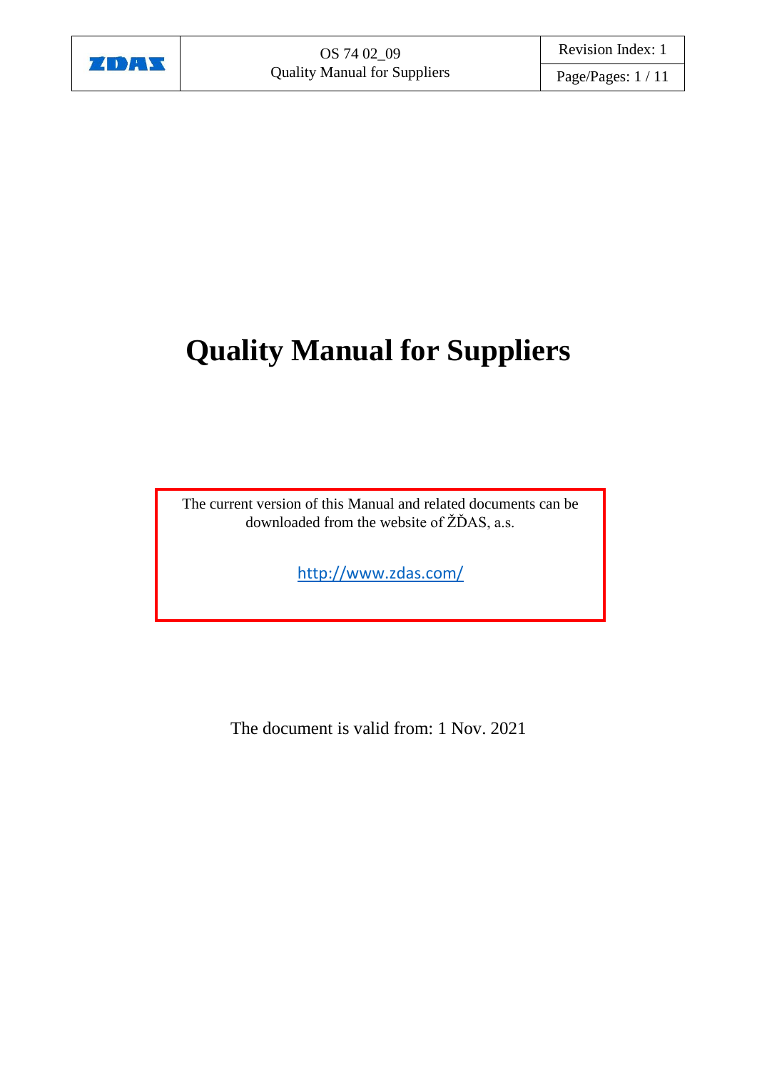# Quality Manual for Suppliers

The current version of this Manual and related documents can be downloaded from the website of ŽĎAS, a.s.

http://www.zdas.com/

The document is valid from: 1 Nov. 2021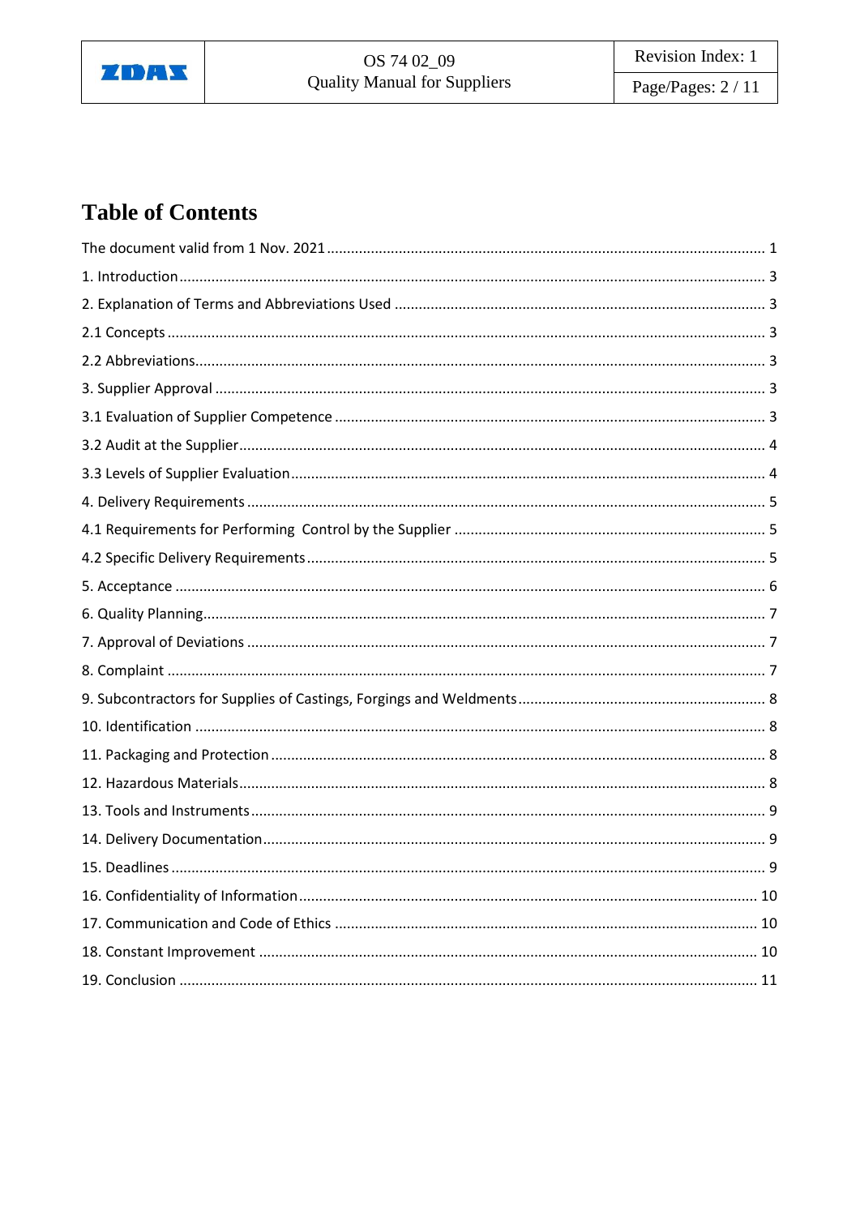# Table of Contents

The document valid from 1 Nov. 2021 ........ 1
1. Introduction ........ 3
2. Explanation of Terms and Abbreviations Used ........ 3
2.1 Concepts ........ 3
2.2 Abbreviations ........ 3
3. Supplier Approval ........ 3
3.1 Evaluation of Supplier Competence ........ 3
3.2 Audit at the Supplier ........ 4
3.3 Levels of Supplier Evaluation ........ 4
4. Delivery Requirements ........ 5
4.1 Requirements for Performing Control by the Supplier ........ 5
4.2 Specific Delivery Requirements ........ 5
5. Acceptance ........ 6
6. Quality Planning ........ 7
7. Approval of Deviations ........ 7
8. Complaint ........ 7
9. Subcontractors for Supplies of Castings, Forgings and Weldments ........ 8
10. Identification ........ 8
11. Packaging and Protection ........ 8
12. Hazardous Materials ........ 8
13. Tools and Instruments ........ 9
14. Delivery Documentation ........ 9
15. Deadlines ........ 9
16. Confidentiality of Information ........ 10
17. Communication and Code of Ethics ........ 10
18. Constant Improvement ........ 10
19. Conclusion ........ 11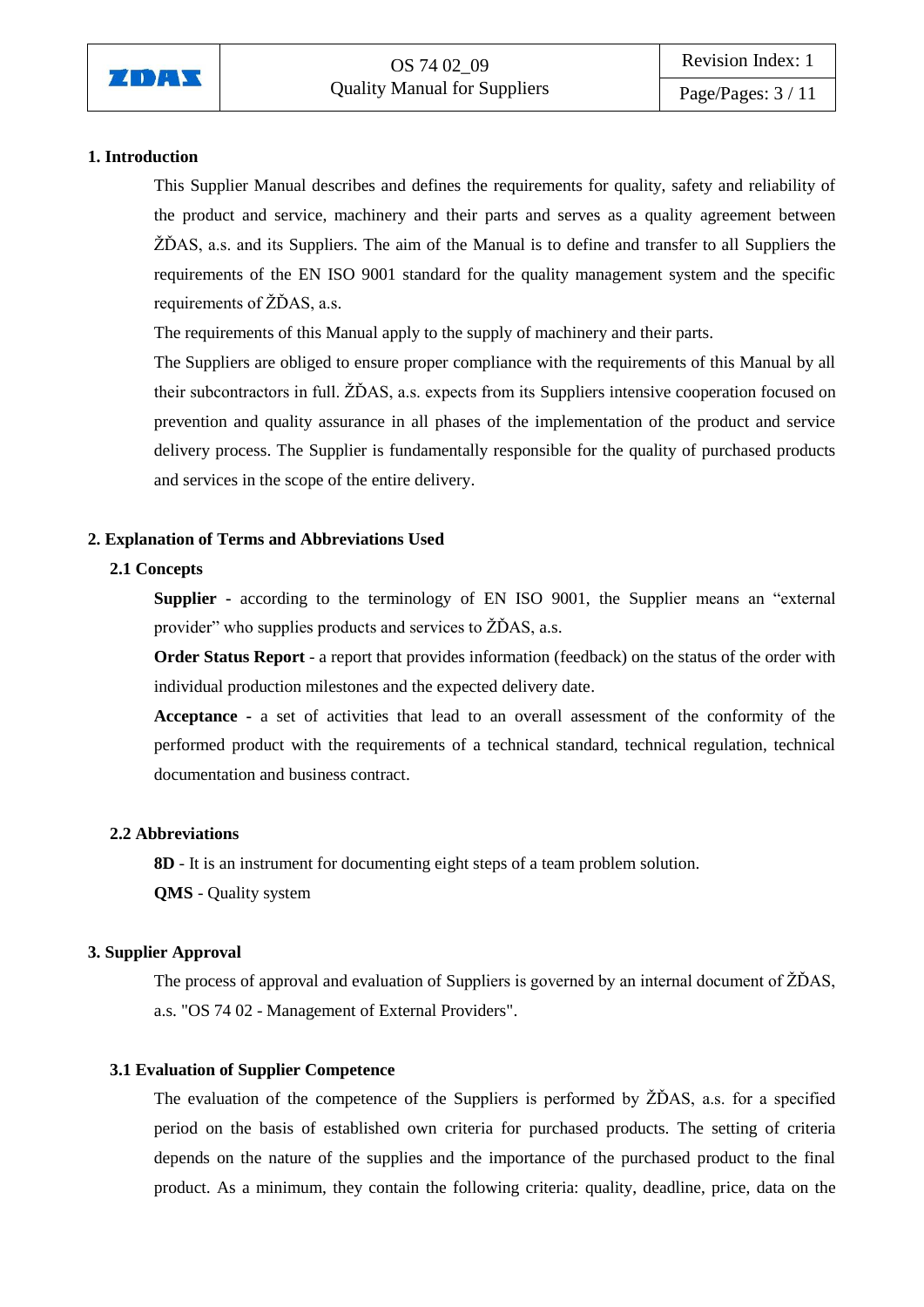## 1. Introduction

This Supplier Manual describes and defines the requirements for quality, safety and reliability of the product and service, machinery and their parts and serves as a quality agreement between ŽĎAS, a.s. and its Suppliers. The aim of the Manual is to define and transfer to all Suppliers the requirements of the EN ISO 9001 standard for the quality management system and the specific requirements of ŽĎAS, a.s.

The requirements of this Manual apply to the supply of machinery and their parts.

The Suppliers are obliged to ensure proper compliance with the requirements of this Manual by all their subcontractors in full. ŽĎAS, a.s. expects from its Suppliers intensive cooperation focused on prevention and quality assurance in all phases of the implementation of the product and service delivery process. The Supplier is fundamentally responsible for the quality of purchased products and services in the scope of the entire delivery.

## 2. Explanation of Terms and Abbreviations Used

### 2.1 Concepts

**Supplier** - according to the terminology of EN ISO 9001, the Supplier means an "external provider" who supplies products and services to ŽĎAS, a.s.

**Order Status Report** - a report that provides information (feedback) on the status of the order with individual production milestones and the expected delivery date.

**Acceptance** - a set of activities that lead to an overall assessment of the conformity of the performed product with the requirements of a technical standard, technical regulation, technical documentation and business contract.

### 2.2 Abbreviations

**8D** - It is an instrument for documenting eight steps of a team problem solution.

**QMS** - Quality system

## 3. Supplier Approval

The process of approval and evaluation of Suppliers is governed by an internal document of ŽĎAS, a.s. "OS 74 02 - Management of External Providers".

### 3.1 Evaluation of Supplier Competence

The evaluation of the competence of the Suppliers is performed by ŽĎAS, a.s. for a specified period on the basis of established own criteria for purchased products. The setting of criteria depends on the nature of the supplies and the importance of the purchased product to the final product. As a minimum, they contain the following criteria: quality, deadline, price, data on the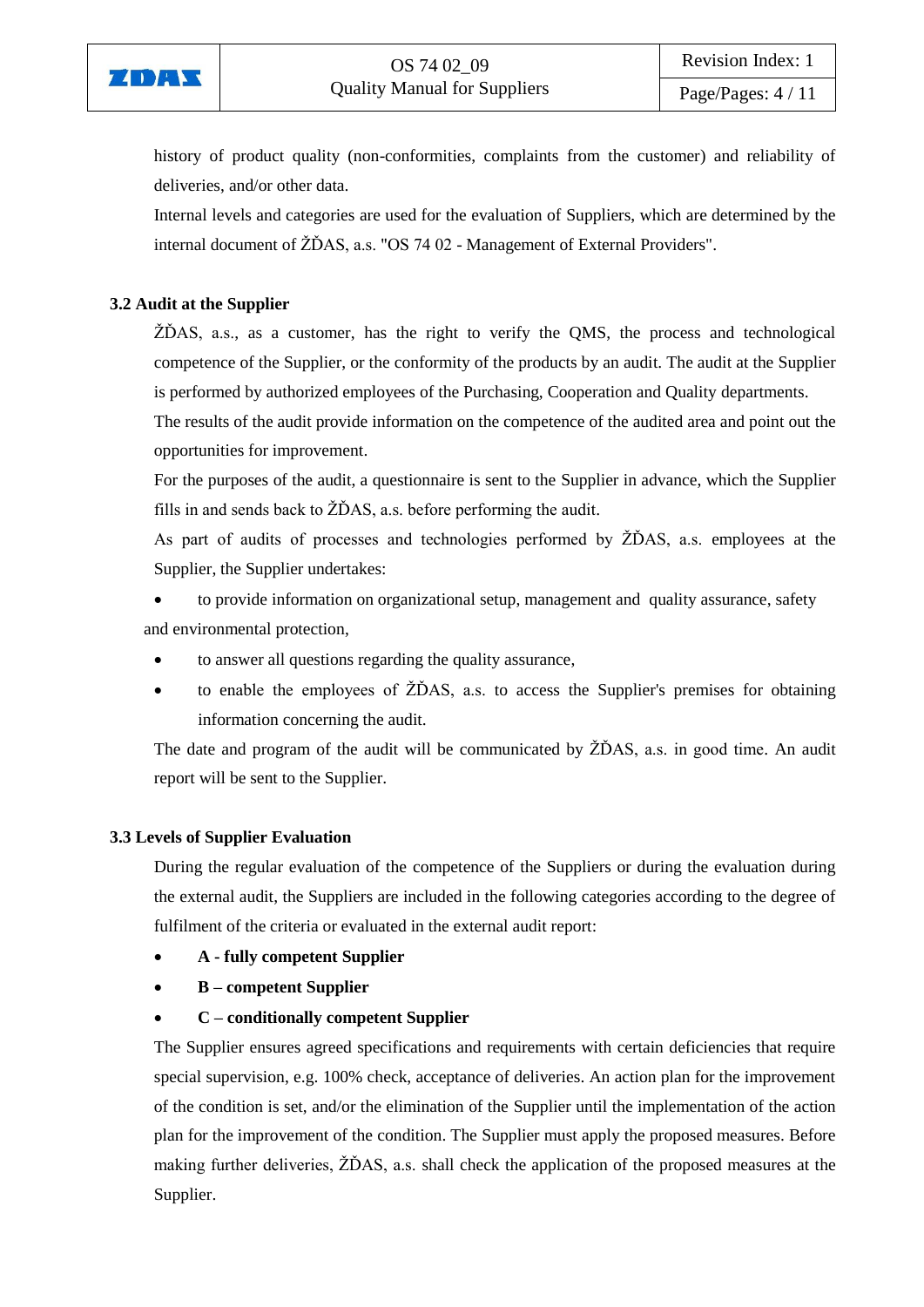history of product quality (non-conformities, complaints from the customer) and reliability of deliveries, and/or other data.

Internal levels and categories are used for the evaluation of Suppliers, which are determined by the internal document of ŽĎAS, a.s. "OS 74 02 - Management of External Providers".

### 3.2 Audit at the Supplier

ŽĎAS, a.s., as a customer, has the right to verify the QMS, the process and technological competence of the Supplier, or the conformity of the products by an audit. The audit at the Supplier is performed by authorized employees of the Purchasing, Cooperation and Quality departments.

The results of the audit provide information on the competence of the audited area and point out the opportunities for improvement.

For the purposes of the audit, a questionnaire is sent to the Supplier in advance, which the Supplier fills in and sends back to ŽĎAS, a.s. before performing the audit.

As part of audits of processes and technologies performed by ŽĎAS, a.s. employees at the Supplier, the Supplier undertakes:

- to provide information on organizational setup, management and quality assurance, safety and environmental protection,
- to answer all questions regarding the quality assurance,
- to enable the employees of ŽĎAS, a.s. to access the Supplier's premises for obtaining information concerning the audit.

The date and program of the audit will be communicated by ŽĎAS, a.s. in good time. An audit report will be sent to the Supplier.

### 3.3 Levels of Supplier Evaluation

During the regular evaluation of the competence of the Suppliers or during the evaluation during the external audit, the Suppliers are included in the following categories according to the degree of fulfilment of the criteria or evaluated in the external audit report:

- **A - fully competent Supplier**
- **B – competent Supplier**
- **C – conditionally competent Supplier**

The Supplier ensures agreed specifications and requirements with certain deficiencies that require special supervision, e.g. 100% check, acceptance of deliveries. An action plan for the improvement of the condition is set, and/or the elimination of the Supplier until the implementation of the action plan for the improvement of the condition. The Supplier must apply the proposed measures. Before making further deliveries, ŽĎAS, a.s. shall check the application of the proposed measures at the Supplier.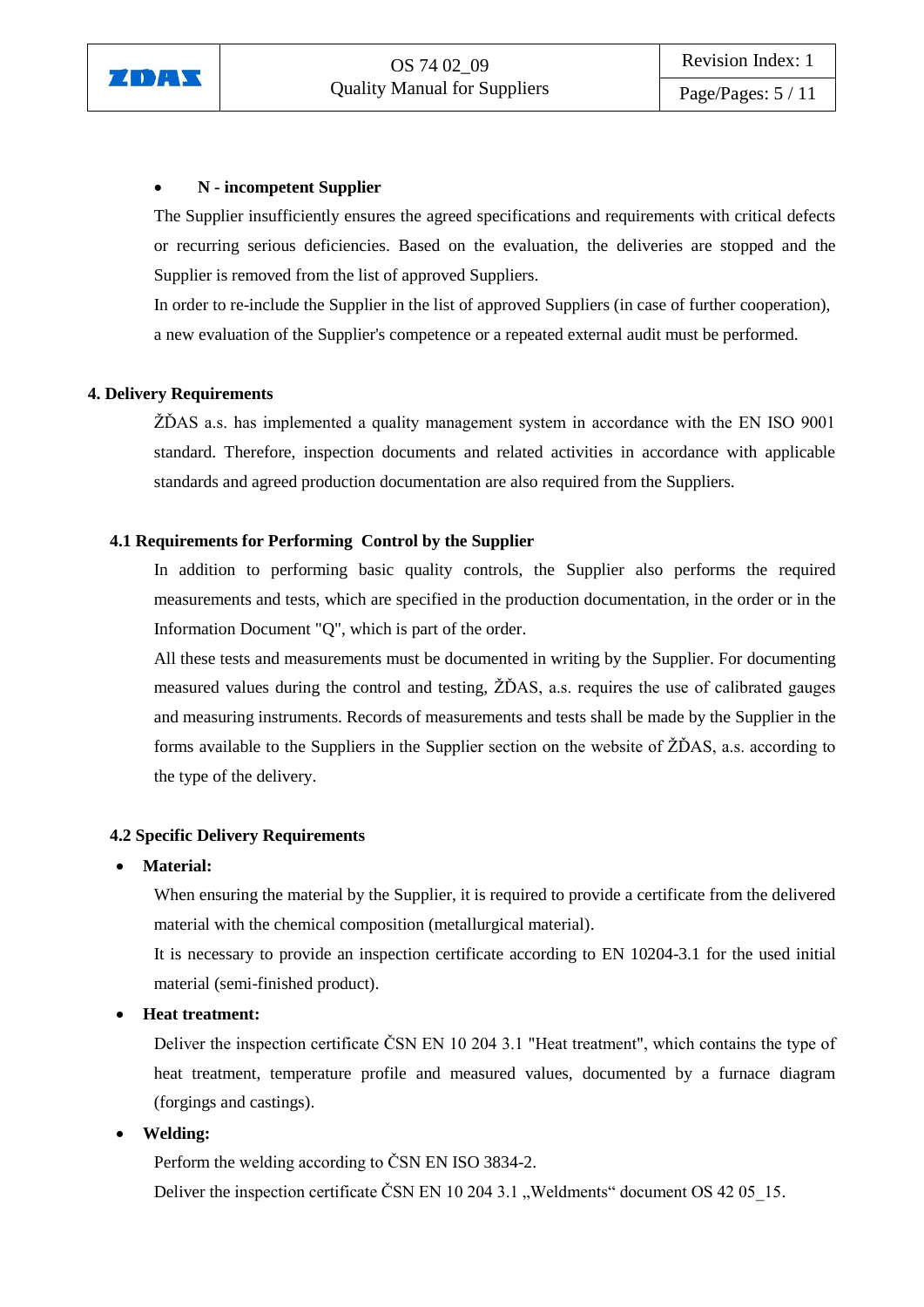- **N - incompetent Supplier**

  The Supplier insufficiently ensures the agreed specifications and requirements with critical defects or recurring serious deficiencies. Based on the evaluation, the deliveries are stopped and the Supplier is removed from the list of approved Suppliers.

  In order to re-include the Supplier in the list of approved Suppliers (in case of further cooperation), a new evaluation of the Supplier's competence or a repeated external audit must be performed.

## 4. Delivery Requirements

ŽĎAS a.s. has implemented a quality management system in accordance with the EN ISO 9001 standard. Therefore, inspection documents and related activities in accordance with applicable standards and agreed production documentation are also required from the Suppliers.

### 4.1 Requirements for Performing Control by the Supplier

In addition to performing basic quality controls, the Supplier also performs the required measurements and tests, which are specified in the production documentation, in the order or in the Information Document "Q", which is part of the order.

All these tests and measurements must be documented in writing by the Supplier. For documenting measured values during the control and testing, ŽĎAS, a.s. requires the use of calibrated gauges and measuring instruments. Records of measurements and tests shall be made by the Supplier in the forms available to the Suppliers in the Supplier section on the website of ŽĎAS, a.s. according to the type of the delivery.

### 4.2 Specific Delivery Requirements

- **Material:**

  When ensuring the material by the Supplier, it is required to provide a certificate from the delivered material with the chemical composition (metallurgical material).

  It is necessary to provide an inspection certificate according to EN 10204-3.1 for the used initial material (semi-finished product).

- **Heat treatment:**

  Deliver the inspection certificate ČSN EN 10 204 3.1 "Heat treatment", which contains the type of heat treatment, temperature profile and measured values, documented by a furnace diagram (forgings and castings).

- **Welding:**

  Perform the welding according to ČSN EN ISO 3834-2.

  Deliver the inspection certificate ČSN EN 10 204 3.1 „Weldments“ document OS 42 05_15.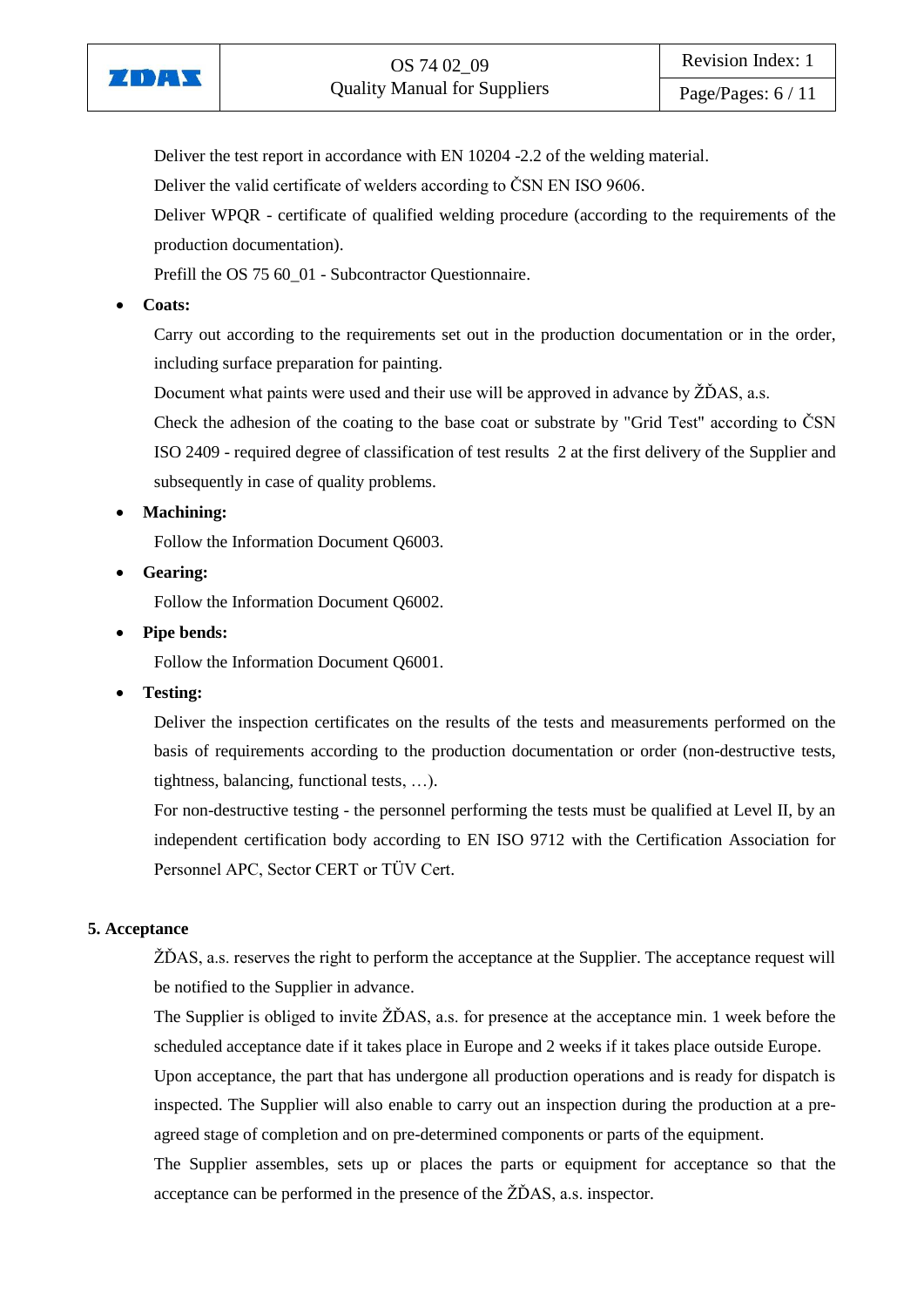Deliver the test report in accordance with EN 10204 -2.2 of the welding material.

Deliver the valid certificate of welders according to ČSN EN ISO 9606.

Deliver WPQR - certificate of qualified welding procedure (according to the requirements of the production documentation).

Prefill the OS 75 60_01 - Subcontractor Questionnaire.

- **Coats:**

  Carry out according to the requirements set out in the production documentation or in the order, including surface preparation for painting.

  Document what paints were used and their use will be approved in advance by ŽĎAS, a.s.

  Check the adhesion of the coating to the base coat or substrate by "Grid Test" according to ČSN ISO 2409 - required degree of classification of test results 2 at the first delivery of the Supplier and subsequently in case of quality problems.

- **Machining:**

  Follow the Information Document Q6003.

- **Gearing:**

  Follow the Information Document Q6002.

- **Pipe bends:**

  Follow the Information Document Q6001.

- **Testing:**

  Deliver the inspection certificates on the results of the tests and measurements performed on the basis of requirements according to the production documentation or order (non-destructive tests, tightness, balancing, functional tests, …).

  For non-destructive testing - the personnel performing the tests must be qualified at Level II, by an independent certification body according to EN ISO 9712 with the Certification Association for Personnel APC, Sector CERT or TÜV Cert.

## 5. Acceptance

ŽĎAS, a.s. reserves the right to perform the acceptance at the Supplier. The acceptance request will be notified to the Supplier in advance.

The Supplier is obliged to invite ŽĎAS, a.s. for presence at the acceptance min. 1 week before the scheduled acceptance date if it takes place in Europe and 2 weeks if it takes place outside Europe.

Upon acceptance, the part that has undergone all production operations and is ready for dispatch is inspected. The Supplier will also enable to carry out an inspection during the production at a pre-agreed stage of completion and on pre-determined components or parts of the equipment.

The Supplier assembles, sets up or places the parts or equipment for acceptance so that the acceptance can be performed in the presence of the ŽĎAS, a.s. inspector.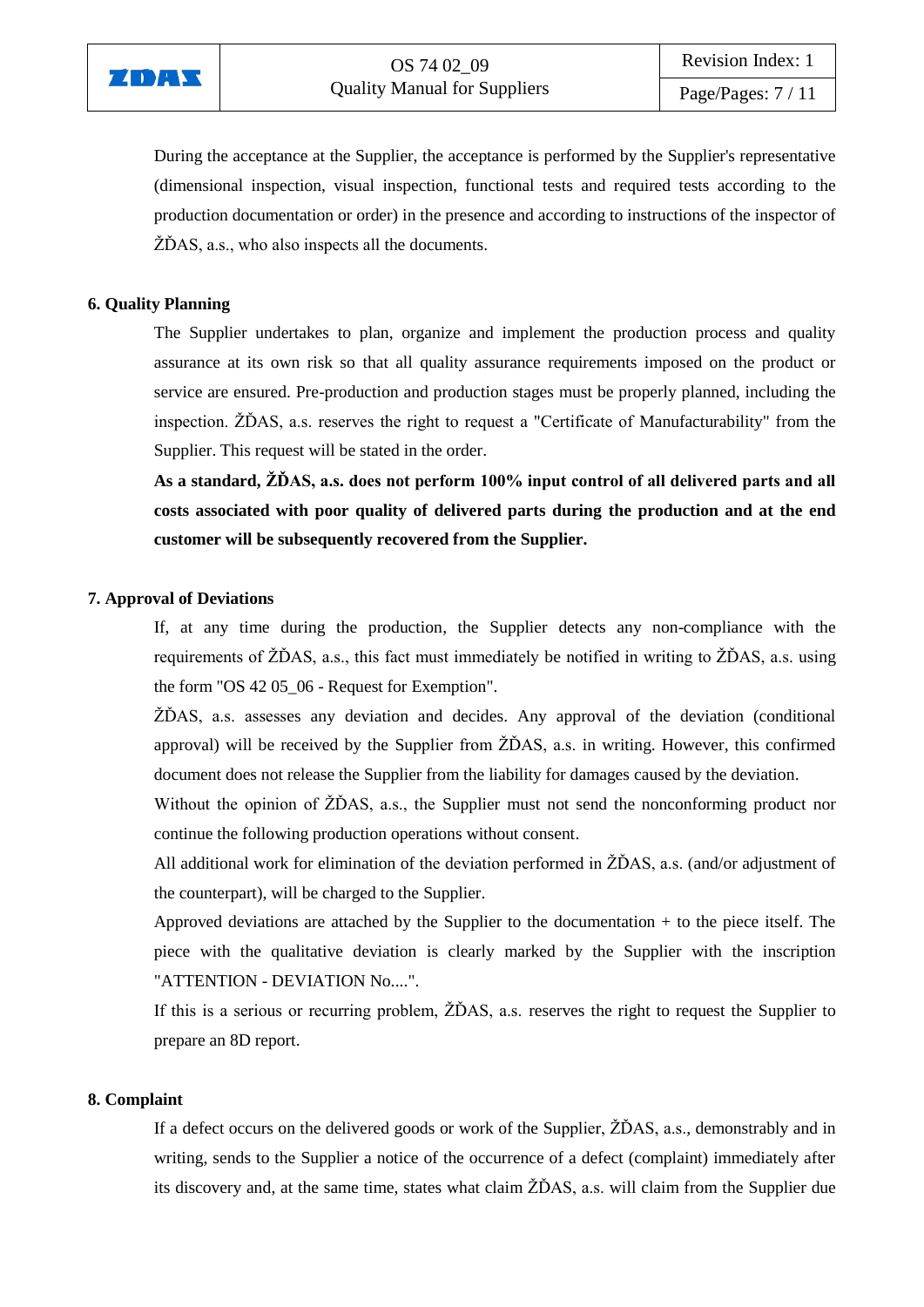During the acceptance at the Supplier, the acceptance is performed by the Supplier's representative (dimensional inspection, visual inspection, functional tests and required tests according to the production documentation or order) in the presence and according to instructions of the inspector of ŽĎAS, a.s., who also inspects all the documents.

## 6. Quality Planning

The Supplier undertakes to plan, organize and implement the production process and quality assurance at its own risk so that all quality assurance requirements imposed on the product or service are ensured. Pre-production and production stages must be properly planned, including the inspection. ŽĎAS, a.s. reserves the right to request a "Certificate of Manufacturability" from the Supplier. This request will be stated in the order.

**As a standard, ŽĎAS, a.s. does not perform 100% input control of all delivered parts and all costs associated with poor quality of delivered parts during the production and at the end customer will be subsequently recovered from the Supplier.**

## 7. Approval of Deviations

If, at any time during the production, the Supplier detects any non-compliance with the requirements of ŽĎAS, a.s., this fact must immediately be notified in writing to ŽĎAS, a.s. using the form "OS 42 05_06 - Request for Exemption".

ŽĎAS, a.s. assesses any deviation and decides. Any approval of the deviation (conditional approval) will be received by the Supplier from ŽĎAS, a.s. in writing. However, this confirmed document does not release the Supplier from the liability for damages caused by the deviation.

Without the opinion of ŽĎAS, a.s., the Supplier must not send the nonconforming product nor continue the following production operations without consent.

All additional work for elimination of the deviation performed in ŽĎAS, a.s. (and/or adjustment of the counterpart), will be charged to the Supplier.

Approved deviations are attached by the Supplier to the documentation + to the piece itself. The piece with the qualitative deviation is clearly marked by the Supplier with the inscription "ATTENTION - DEVIATION No....".

If this is a serious or recurring problem, ŽĎAS, a.s. reserves the right to request the Supplier to prepare an 8D report.

## 8. Complaint

If a defect occurs on the delivered goods or work of the Supplier, ŽĎAS, a.s., demonstrably and in writing, sends to the Supplier a notice of the occurrence of a defect (complaint) immediately after its discovery and, at the same time, states what claim ŽĎAS, a.s. will claim from the Supplier due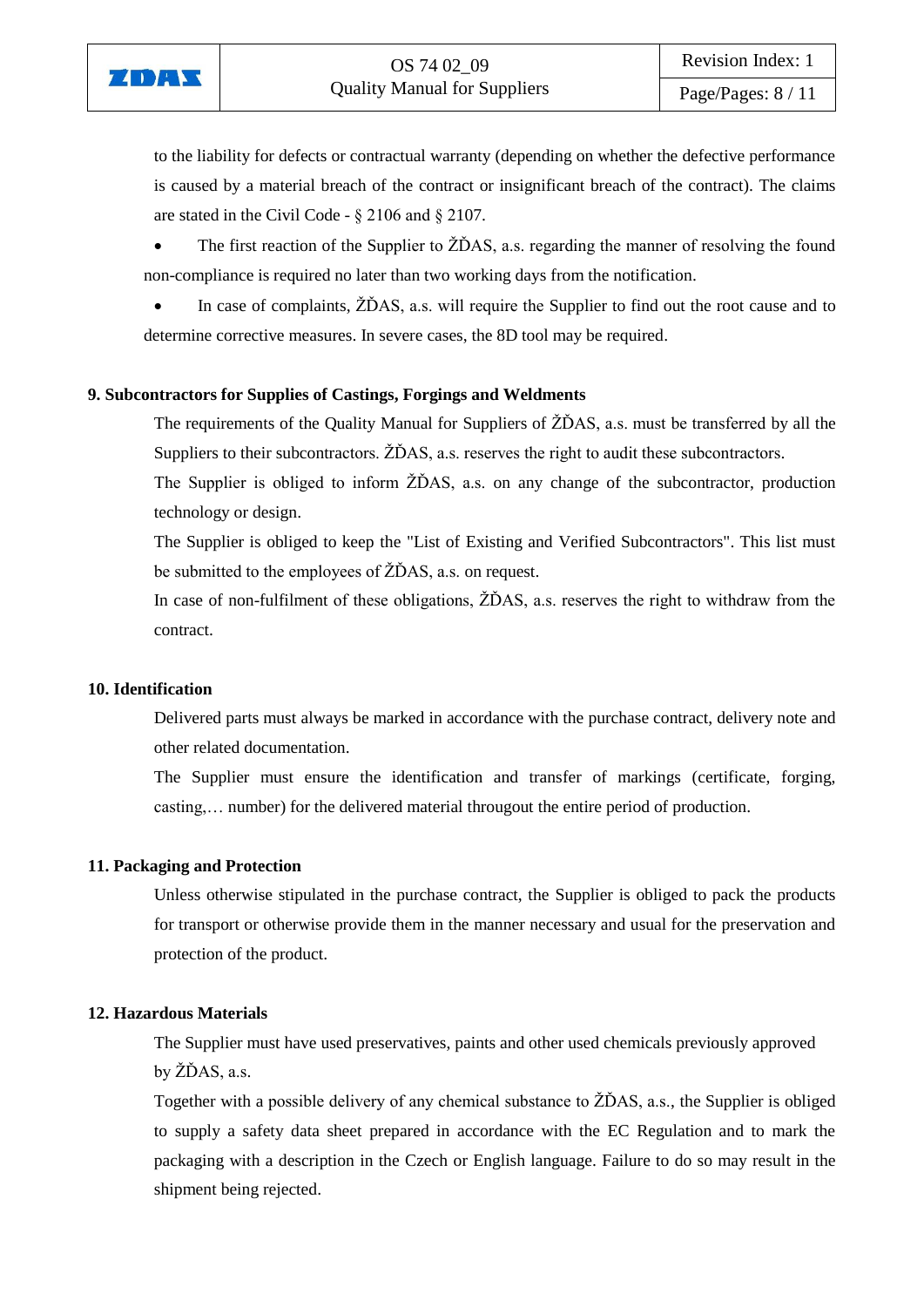to the liability for defects or contractual warranty (depending on whether the defective performance is caused by a material breach of the contract or insignificant breach of the contract). The claims are stated in the Civil Code - § 2106 and § 2107.

- The first reaction of the Supplier to ŽĎAS, a.s. regarding the manner of resolving the found non-compliance is required no later than two working days from the notification.
- In case of complaints, ŽĎAS, a.s. will require the Supplier to find out the root cause and to determine corrective measures. In severe cases, the 8D tool may be required.

## 9. Subcontractors for Supplies of Castings, Forgings and Weldments

The requirements of the Quality Manual for Suppliers of ŽĎAS, a.s. must be transferred by all the Suppliers to their subcontractors. ŽĎAS, a.s. reserves the right to audit these subcontractors.

The Supplier is obliged to inform ŽĎAS, a.s. on any change of the subcontractor, production technology or design.

The Supplier is obliged to keep the "List of Existing and Verified Subcontractors". This list must be submitted to the employees of ŽĎAS, a.s. on request.

In case of non-fulfilment of these obligations, ŽĎAS, a.s. reserves the right to withdraw from the contract.

## 10. Identification

Delivered parts must always be marked in accordance with the purchase contract, delivery note and other related documentation.

The Supplier must ensure the identification and transfer of markings (certificate, forging, casting,… number) for the delivered material througout the entire period of production.

## 11. Packaging and Protection

Unless otherwise stipulated in the purchase contract, the Supplier is obliged to pack the products for transport or otherwise provide them in the manner necessary and usual for the preservation and protection of the product.

## 12. Hazardous Materials

The Supplier must have used preservatives, paints and other used chemicals previously approved by ŽĎAS, a.s.

Together with a possible delivery of any chemical substance to ŽĎAS, a.s., the Supplier is obliged to supply a safety data sheet prepared in accordance with the EC Regulation and to mark the packaging with a description in the Czech or English language. Failure to do so may result in the shipment being rejected.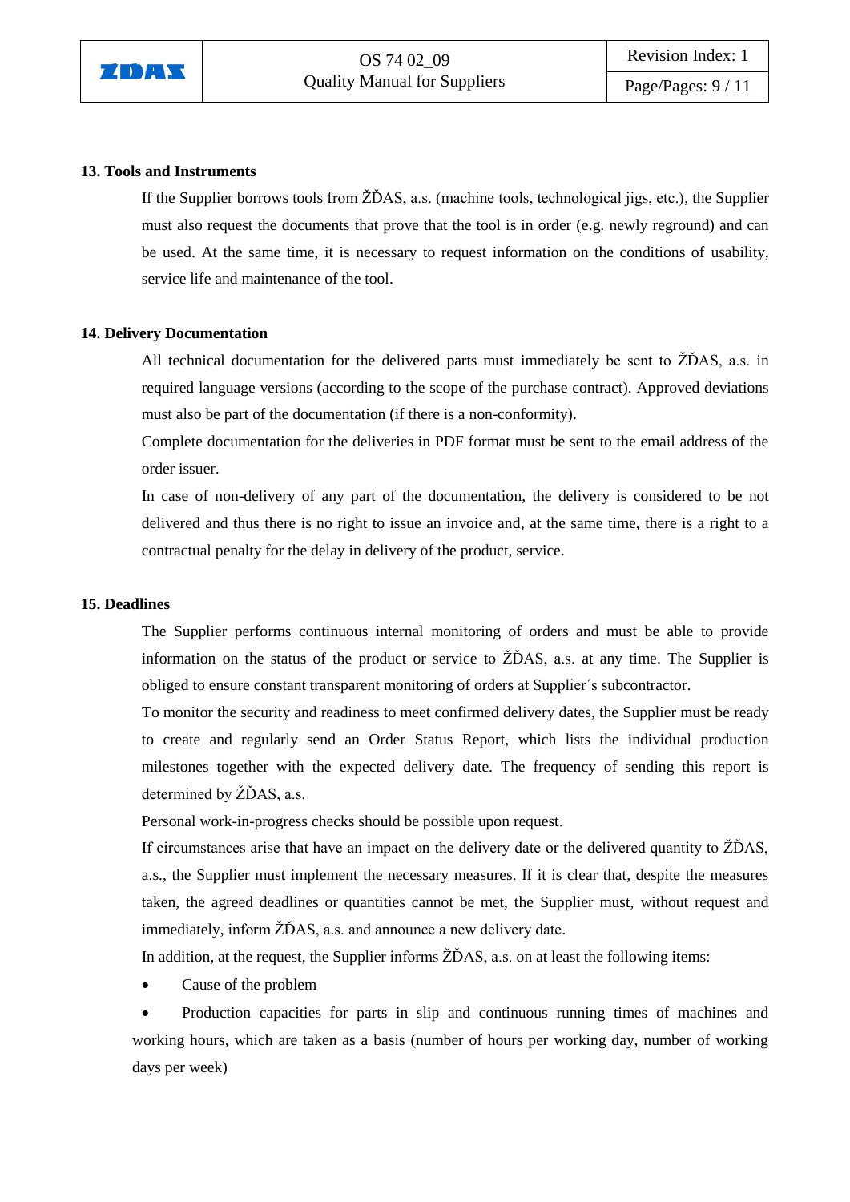## 13. Tools and Instruments

If the Supplier borrows tools from ŽĎAS, a.s. (machine tools, technological jigs, etc.), the Supplier must also request the documents that prove that the tool is in order (e.g. newly reground) and can be used. At the same time, it is necessary to request information on the conditions of usability, service life and maintenance of the tool.

## 14. Delivery Documentation

All technical documentation for the delivered parts must immediately be sent to ŽĎAS, a.s. in required language versions (according to the scope of the purchase contract). Approved deviations must also be part of the documentation (if there is a non-conformity).

Complete documentation for the deliveries in PDF format must be sent to the email address of the order issuer.

In case of non-delivery of any part of the documentation, the delivery is considered to be not delivered and thus there is no right to issue an invoice and, at the same time, there is a right to a contractual penalty for the delay in delivery of the product, service.

## 15. Deadlines

The Supplier performs continuous internal monitoring of orders and must be able to provide information on the status of the product or service to ŽĎAS, a.s. at any time. The Supplier is obliged to ensure constant transparent monitoring of orders at Supplier´s subcontractor.

To monitor the security and readiness to meet confirmed delivery dates, the Supplier must be ready to create and regularly send an Order Status Report, which lists the individual production milestones together with the expected delivery date. The frequency of sending this report is determined by ŽĎAS, a.s.

Personal work-in-progress checks should be possible upon request.

If circumstances arise that have an impact on the delivery date or the delivered quantity to ŽĎAS, a.s., the Supplier must implement the necessary measures. If it is clear that, despite the measures taken, the agreed deadlines or quantities cannot be met, the Supplier must, without request and immediately, inform ŽĎAS, a.s. and announce a new delivery date.

In addition, at the request, the Supplier informs ŽĎAS, a.s. on at least the following items:

- Cause of the problem
- Production capacities for parts in slip and continuous running times of machines and working hours, which are taken as a basis (number of hours per working day, number of working days per week)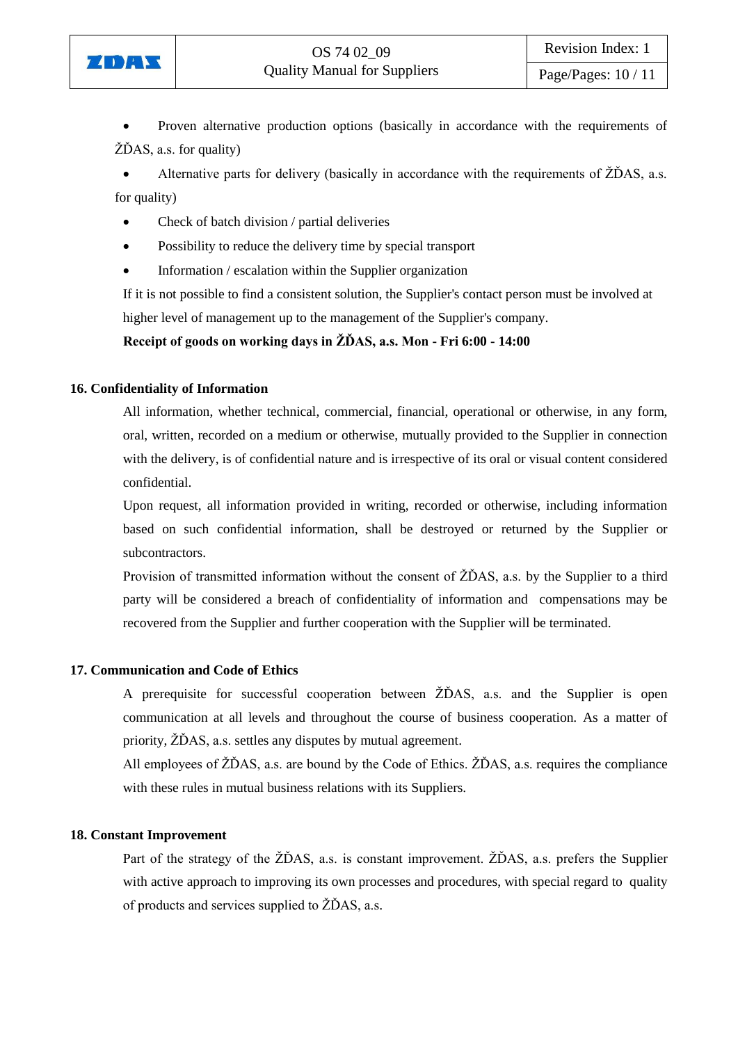- Proven alternative production options (basically in accordance with the requirements of ŽĎAS, a.s. for quality)
- Alternative parts for delivery (basically in accordance with the requirements of ŽĎAS, a.s. for quality)
- Check of batch division / partial deliveries
- Possibility to reduce the delivery time by special transport
- Information / escalation within the Supplier organization

If it is not possible to find a consistent solution, the Supplier's contact person must be involved at higher level of management up to the management of the Supplier's company.

**Receipt of goods on working days in ŽĎAS, a.s. Mon - Fri 6:00 - 14:00**

## 16. Confidentiality of Information

All information, whether technical, commercial, financial, operational or otherwise, in any form, oral, written, recorded on a medium or otherwise, mutually provided to the Supplier in connection with the delivery, is of confidential nature and is irrespective of its oral or visual content considered confidential.

Upon request, all information provided in writing, recorded or otherwise, including information based on such confidential information, shall be destroyed or returned by the Supplier or subcontractors.

Provision of transmitted information without the consent of ŽĎAS, a.s. by the Supplier to a third party will be considered a breach of confidentiality of information and compensations may be recovered from the Supplier and further cooperation with the Supplier will be terminated.

## 17. Communication and Code of Ethics

A prerequisite for successful cooperation between ŽĎAS, a.s. and the Supplier is open communication at all levels and throughout the course of business cooperation. As a matter of priority, ŽĎAS, a.s. settles any disputes by mutual agreement.

All employees of ŽĎAS, a.s. are bound by the Code of Ethics. ŽĎAS, a.s. requires the compliance with these rules in mutual business relations with its Suppliers.

## 18. Constant Improvement

Part of the strategy of the ŽĎAS, a.s. is constant improvement. ŽĎAS, a.s. prefers the Supplier with active approach to improving its own processes and procedures, with special regard to quality of products and services supplied to ŽĎAS, a.s.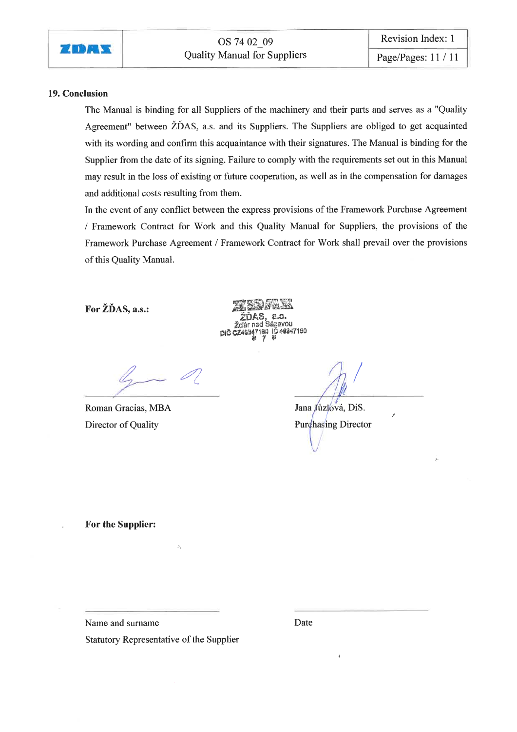## 19. Conclusion

The Manual is binding for all Suppliers of the machinery and their parts and serves as a "Quality Agreement" between ŽĎAS, a.s. and its Suppliers. The Suppliers are obliged to get acquainted with its wording and confirm this acquaintance with their signatures. The Manual is binding for the Supplier from the date of its signing. Failure to comply with the requirements set out in this Manual may result in the loss of existing or future cooperation, as well as in the compensation for damages and additional costs resulting from them.

In the event of any conflict between the express provisions of the Framework Purchase Agreement / Framework Contract for Work and this Quality Manual for Suppliers, the provisions of the Framework Purchase Agreement / Framework Contract for Work shall prevail over the provisions of this Quality Manual.

**For ŽĎAS, a.s.:**

ŽĎAS, a.s.
Žďár nad Sázavou
DIČ CZ46347160 IČ 46347160
7

Roman Gracias, MBA
Director of Quality

Jana Jůzlová, DiS.
Purchasing Director

**For the Supplier:**

Name and surname
Statutory Representative of the Supplier

Date